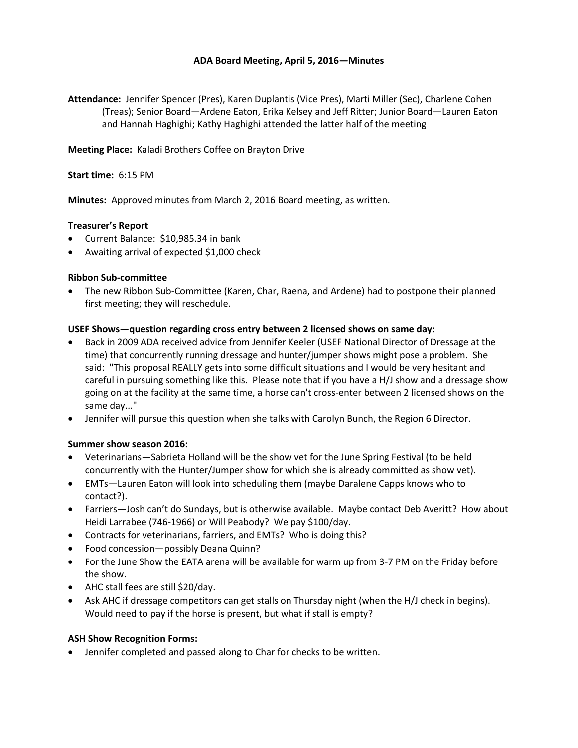# ADA Board Meeting, April 5, 2016—Minutes

**Attendance:** Jennifer Spencer (Pres), Karen Duplantis (Vice Pres), Marti Miller (Sec), Charlene Cohen (Treas); Senior Board—Ardene Eaton, Erika Kelsey and Jeff Ritter; Junior Board—Lauren Eaton and Hannah Haghighi; Kathy Haghighi attended the latter half of the meeting

**Meeting Place:** Kaladi Brothers Coffee on Brayton Drive

**Start time:** 6:15 PM

**Minutes:** Approved minutes from March 2, 2016 Board meeting, as written.

**Treasurer's Report**

- Current Balance: $10,985.34 in bank
- Awaiting arrival of expected $1,000 check

**Ribbon Sub-committee**

- The new Ribbon Sub-Committee (Karen, Char, Raena, and Ardene) had to postpone their planned first meeting; they will reschedule.

**USEF Shows—question regarding cross entry between 2 licensed shows on same day:**

- Back in 2009 ADA received advice from Jennifer Keeler (USEF National Director of Dressage at the time) that concurrently running dressage and hunter/jumper shows might pose a problem. She said: "This proposal REALLY gets into some difficult situations and I would be very hesitant and careful in pursuing something like this. Please note that if you have a H/J show and a dressage show going on at the facility at the same time, a horse can't cross-enter between 2 licensed shows on the same day..."
- Jennifer will pursue this question when she talks with Carolyn Bunch, the Region 6 Director.

**Summer show season 2016:**

- Veterinarians—Sabrieta Holland will be the show vet for the June Spring Festival (to be held concurrently with the Hunter/Jumper show for which she is already committed as show vet).
- EMTs—Lauren Eaton will look into scheduling them (maybe Daralene Capps knows who to contact?).
- Farriers—Josh can't do Sundays, but is otherwise available. Maybe contact Deb Averitt? How about Heidi Larrabee (746-1966) or Will Peabody? We pay $100/day.
- Contracts for veterinarians, farriers, and EMTs? Who is doing this?
- Food concession—possibly Deana Quinn?
- For the June Show the EATA arena will be available for warm up from 3-7 PM on the Friday before the show.
- AHC stall fees are still $20/day.
- Ask AHC if dressage competitors can get stalls on Thursday night (when the H/J check in begins). Would need to pay if the horse is present, but what if stall is empty?

**ASH Show Recognition Forms:**

- Jennifer completed and passed along to Char for checks to be written.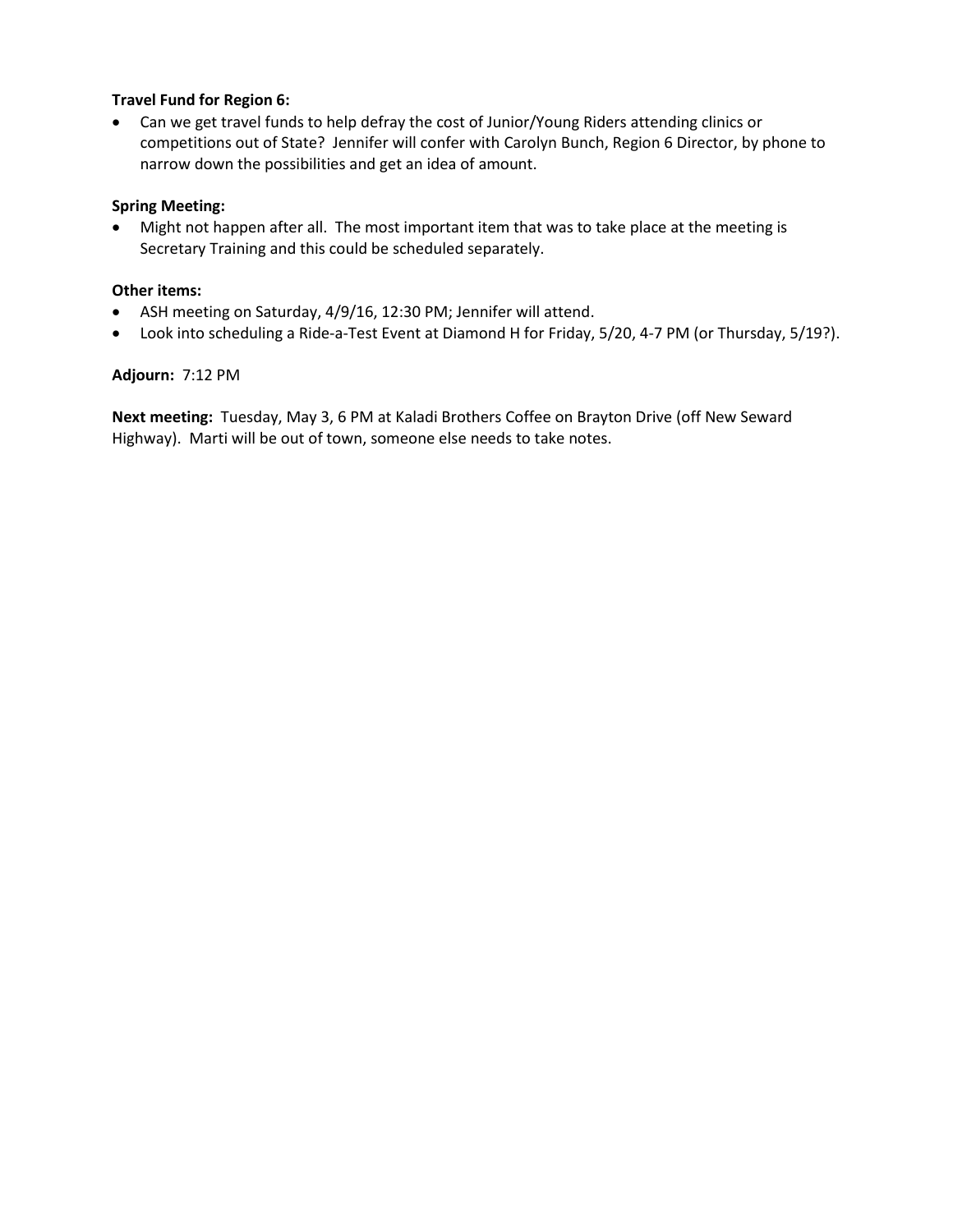**Travel Fund for Region 6:**

- Can we get travel funds to help defray the cost of Junior/Young Riders attending clinics or competitions out of State? Jennifer will confer with Carolyn Bunch, Region 6 Director, by phone to narrow down the possibilities and get an idea of amount.

**Spring Meeting:**

- Might not happen after all. The most important item that was to take place at the meeting is Secretary Training and this could be scheduled separately.

**Other items:**

- ASH meeting on Saturday, 4/9/16, 12:30 PM; Jennifer will attend.
- Look into scheduling a Ride-a-Test Event at Diamond H for Friday, 5/20, 4-7 PM (or Thursday, 5/19?).

**Adjourn:** 7:12 PM

**Next meeting:** Tuesday, May 3, 6 PM at Kaladi Brothers Coffee on Brayton Drive (off New Seward Highway). Marti will be out of town, someone else needs to take notes.